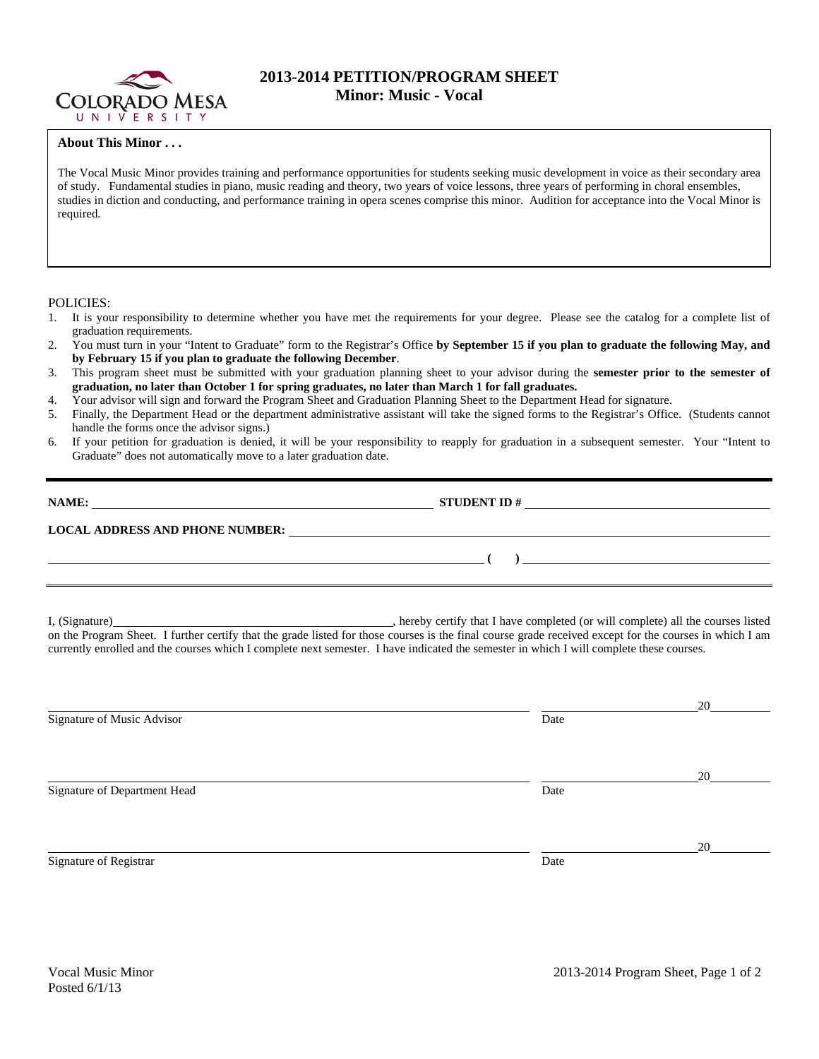# 2013-2014 PETITION/PROGRAM SHEET
## Minor: Music - Vocal

**About This Minor . . .**

The Vocal Music Minor provides training and performance opportunities for students seeking music development in voice as their secondary area of study. Fundamental studies in piano, music reading and theory, two years of voice lessons, three years of performing in choral ensembles, studies in diction and conducting, and performance training in opera scenes comprise this minor. Audition for acceptance into the Vocal Minor is required.

POLICIES:

1. It is your responsibility to determine whether you have met the requirements for your degree. Please see the catalog for a complete list of graduation requirements.
2. You must turn in your "Intent to Graduate" form to the Registrar's Office **by September 15 if you plan to graduate the following May, and by February 15 if you plan to graduate the following December**.
3. This program sheet must be submitted with your graduation planning sheet to your advisor during the **semester prior to the semester of graduation, no later than October 1 for spring graduates, no later than March 1 for fall graduates.**
4. Your advisor will sign and forward the Program Sheet and Graduation Planning Sheet to the Department Head for signature.
5. Finally, the Department Head or the department administrative assistant will take the signed forms to the Registrar's Office. (Students cannot handle the forms once the advisor signs.)
6. If your petition for graduation is denied, it will be your responsibility to reapply for graduation in a subsequent semester. Your "Intent to Graduate" does not automatically move to a later graduation date.

**NAME:** ______________________________ **STUDENT ID #** ______________________________

**LOCAL ADDRESS AND PHONE NUMBER:** ______________________________

______________________________ **( )** ______________________________

I, (Signature)______________________________, hereby certify that I have completed (or will complete) all the courses listed on the Program Sheet. I further certify that the grade listed for those courses is the final course grade received except for the courses in which I am currently enrolled and the courses which I complete next semester. I have indicated the semester in which I will complete these courses.

______________________________ ______________________________20________
Signature of Music Advisor Date

______________________________ ______________________________20________
Signature of Department Head Date

______________________________ ______________________________20________
Signature of Registrar Date

Vocal Music Minor
Posted 6/1/13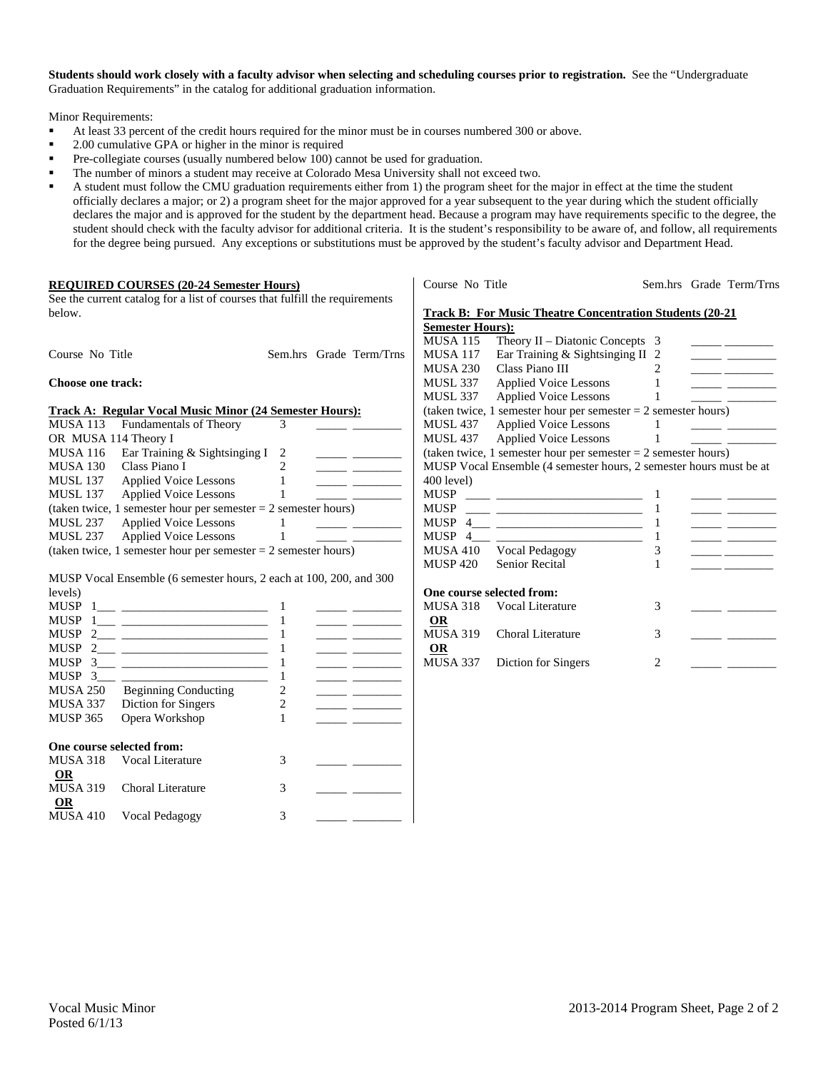**Students should work closely with a faculty advisor when selecting and scheduling courses prior to registration.** See the "Undergraduate Graduation Requirements" in the catalog for additional graduation information.

Minor Requirements:

- At least 33 percent of the credit hours required for the minor must be in courses numbered 300 or above.
- 2.00 cumulative GPA or higher in the minor is required
- Pre-collegiate courses (usually numbered below 100) cannot be used for graduation.
- The number of minors a student may receive at Colorado Mesa University shall not exceed two.
- A student must follow the CMU graduation requirements either from 1) the program sheet for the major in effect at the time the student officially declares a major; or 2) a program sheet for the major approved for a year subsequent to the year during which the student officially declares the major and is approved for the student by the department head. Because a program may have requirements specific to the degree, the student should check with the faculty advisor for additional criteria. It is the student's responsibility to be aware of, and follow, all requirements for the degree being pursued. Any exceptions or substitutions must be approved by the student's faculty advisor and Department Head.

**REQUIRED COURSES (20-24 Semester Hours)**

See the current catalog for a list of courses that fulfill the requirements below.

**Choose one track:**

**Track A: Regular Vocal Music Minor (24 Semester Hours):**

| Course No | Title | Sem.hrs | Grade | Term/Trns |
|---|---|---|---|---|
| MUSA 113 | Fundamentals of Theory | 3 | _____ | ________ |
| OR MUSA 114 Theory I | | | | |
| MUSA 116 | Ear Training & Sightsinging I | 2 | _____ | ________ |
| MUSA 130 | Class Piano I | 2 | _____ | ________ |
| MUSL 137 | Applied Voice Lessons | 1 | _____ | ________ |
| MUSL 137 | Applied Voice Lessons | 1 | _____ | ________ |
| (taken twice, 1 semester hour per semester = 2 semester hours) | | | | |
| MUSL 237 | Applied Voice Lessons | 1 | _____ | ________ |
| MUSL 237 | Applied Voice Lessons | 1 | _____ | ________ |
| (taken twice, 1 semester hour per semester = 2 semester hours) | | | | |
| MUSP Vocal Ensemble (6 semester hours, 2 each at 100, 200, and 300 levels) | | | | |
| MUSP 1___ | ________________________ | 1 | _____ | ________ |
| MUSP 1___ | ________________________ | 1 | _____ | ________ |
| MUSP 2___ | ________________________ | 1 | _____ | ________ |
| MUSP 2___ | ________________________ | 1 | _____ | ________ |
| MUSP 3___ | ________________________ | 1 | _____ | ________ |
| MUSP 3___ | ________________________ | 1 | _____ | ________ |
| MUSA 250 | Beginning Conducting | 2 | _____ | ________ |
| MUSA 337 | Diction for Singers | 2 | _____ | ________ |
| MUSP 365 | Opera Workshop | 1 | _____ | ________ |

**One course selected from:**

| Course No | Title | Sem.hrs | Grade | Term/Trns |
|---|---|---|---|---|
| MUSA 318 | Vocal Literature | 3 | _____ | ________ |
| **OR** | | | | |
| MUSA 319 | Choral Literature | 3 | _____ | ________ |
| **OR** | | | | |
| MUSA 410 | Vocal Pedagogy | 3 | _____ | ________ |

**Track B: For Music Theatre Concentration Students (20-21 Semester Hours):**

| Course No | Title | Sem.hrs | Grade | Term/Trns |
|---|---|---|---|---|
| MUSA 115 | Theory II – Diatonic Concepts | 3 | _____ | ________ |
| MUSA 117 | Ear Training & Sightsinging II | 2 | _____ | ________ |
| MUSA 230 | Class Piano III | 2 | _____ | ________ |
| MUSL 337 | Applied Voice Lessons | 1 | _____ | ________ |
| MUSL 337 | Applied Voice Lessons | 1 | _____ | ________ |
| (taken twice, 1 semester hour per semester = 2 semester hours) | | | | |
| MUSL 437 | Applied Voice Lessons | 1 | _____ | ________ |
| MUSL 437 | Applied Voice Lessons | 1 | _____ | ________ |
| (taken twice, 1 semester hour per semester = 2 semester hours) | | | | |
| MUSP Vocal Ensemble (4 semester hours, 2 semester hours must be at 400 level) | | | | |
| MUSP ____ | ________________________ | 1 | _____ | ________ |
| MUSP ____ | ________________________ | 1 | _____ | ________ |
| MUSP 4___ | ________________________ | 1 | _____ | ________ |
| MUSP 4___ | ________________________ | 1 | _____ | ________ |
| MUSA 410 | Vocal Pedagogy | 3 | _____ | ________ |
| MUSP 420 | Senior Recital | 1 | _____ | ________ |

**One course selected from:**

| Course No | Title | Sem.hrs | Grade | Term/Trns |
|---|---|---|---|---|
| MUSA 318 | Vocal Literature | 3 | _____ | ________ |
| **OR** | | | | |
| MUSA 319 | Choral Literature | 3 | _____ | ________ |
| **OR** | | | | |
| MUSA 337 | Diction for Singers | 2 | _____ | ________ |

Vocal Music Minor
Posted 6/1/13